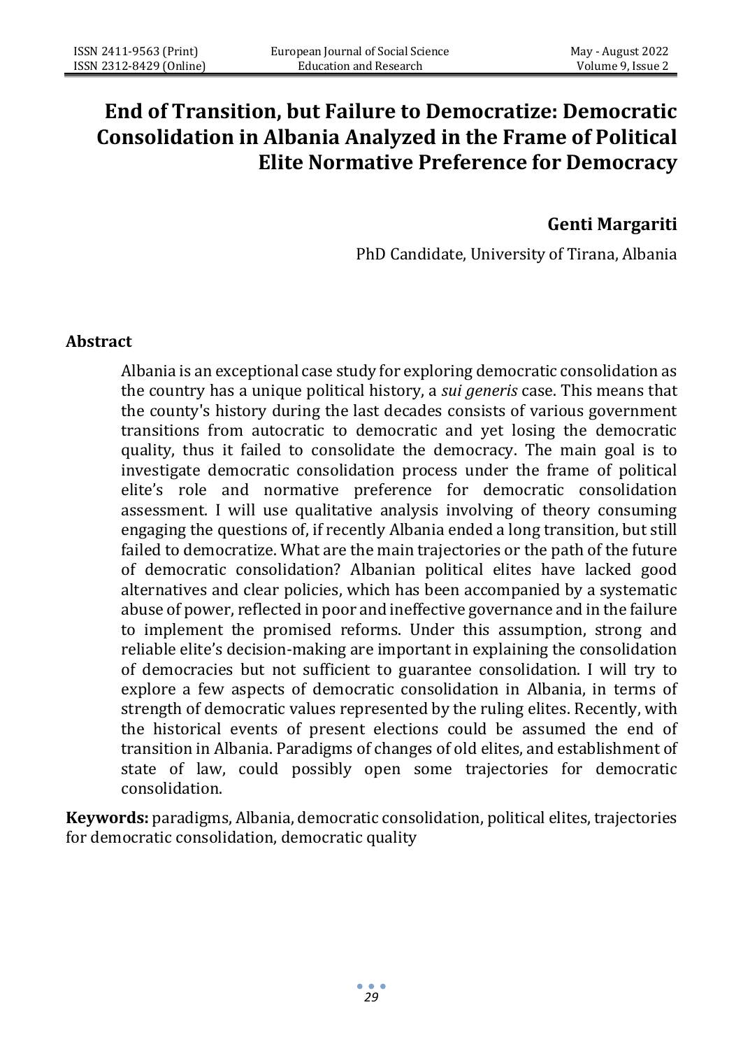# End of Transition, but Failure to Democratize: Democratic Consolidation in Albania Analyzed in the Frame of Political Elite Normative Preference for Democracy

**Genti Margariti**

PhD Candidate, University of Tirana, Albania

## Abstract

Albania is an exceptional case study for exploring democratic consolidation as the country has a unique political history, a *sui generis* case. This means that the county's history during the last decades consists of various government transitions from autocratic to democratic and yet losing the democratic quality, thus it failed to consolidate the democracy. The main goal is to investigate democratic consolidation process under the frame of political elite's role and normative preference for democratic consolidation assessment. I will use qualitative analysis involving of theory consuming engaging the questions of, if recently Albania ended a long transition, but still failed to democratize. What are the main trajectories or the path of the future of democratic consolidation? Albanian political elites have lacked good alternatives and clear policies, which has been accompanied by a systematic abuse of power, reflected in poor and ineffective governance and in the failure to implement the promised reforms. Under this assumption, strong and reliable elite's decision-making are important in explaining the consolidation of democracies but not sufficient to guarantee consolidation. I will try to explore a few aspects of democratic consolidation in Albania, in terms of strength of democratic values represented by the ruling elites. Recently, with the historical events of present elections could be assumed the end of transition in Albania. Paradigms of changes of old elites, and establishment of state of law, could possibly open some trajectories for democratic consolidation.

**Keywords:** paradigms, Albania, democratic consolidation, political elites, trajectories for democratic consolidation, democratic quality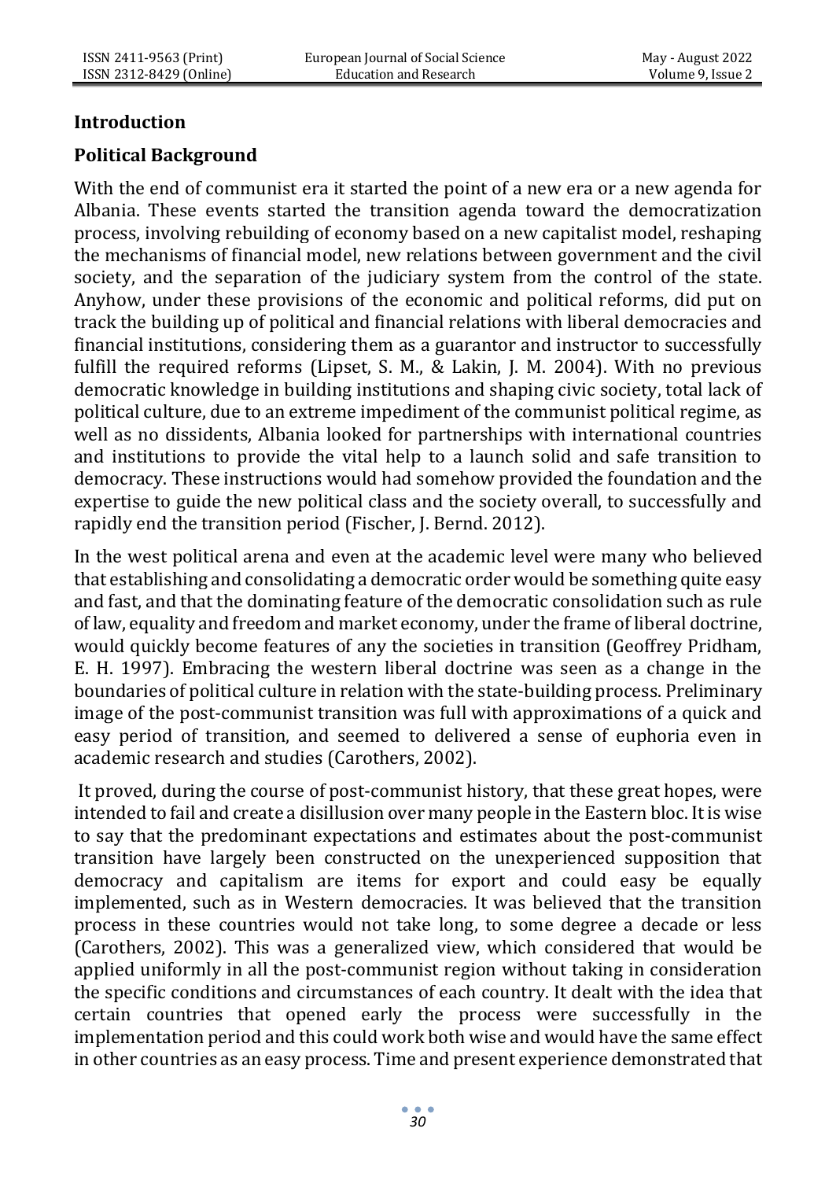## Introduction

## Political Background

With the end of communist era it started the point of a new era or a new agenda for Albania. These events started the transition agenda toward the democratization process, involving rebuilding of economy based on a new capitalist model, reshaping the mechanisms of financial model, new relations between government and the civil society, and the separation of the judiciary system from the control of the state. Anyhow, under these provisions of the economic and political reforms, did put on track the building up of political and financial relations with liberal democracies and financial institutions, considering them as a guarantor and instructor to successfully fulfill the required reforms (Lipset, S. M., & Lakin, J. M. 2004). With no previous democratic knowledge in building institutions and shaping civic society, total lack of political culture, due to an extreme impediment of the communist political regime, as well as no dissidents, Albania looked for partnerships with international countries and institutions to provide the vital help to a launch solid and safe transition to democracy. These instructions would had somehow provided the foundation and the expertise to guide the new political class and the society overall, to successfully and rapidly end the transition period (Fischer, J. Bernd. 2012).

In the west political arena and even at the academic level were many who believed that establishing and consolidating a democratic order would be something quite easy and fast, and that the dominating feature of the democratic consolidation such as rule of law, equality and freedom and market economy, under the frame of liberal doctrine, would quickly become features of any the societies in transition (Geoffrey Pridham, E. H. 1997). Embracing the western liberal doctrine was seen as a change in the boundaries of political culture in relation with the state-building process. Preliminary image of the post-communist transition was full with approximations of a quick and easy period of transition, and seemed to delivered a sense of euphoria even in academic research and studies (Carothers, 2002).

It proved, during the course of post-communist history, that these great hopes, were intended to fail and create a disillusion over many people in the Eastern bloc. It is wise to say that the predominant expectations and estimates about the post-communist transition have largely been constructed on the unexperienced supposition that democracy and capitalism are items for export and could easy be equally implemented, such as in Western democracies. It was believed that the transition process in these countries would not take long, to some degree a decade or less (Carothers, 2002). This was a generalized view, which considered that would be applied uniformly in all the post-communist region without taking in consideration the specific conditions and circumstances of each country. It dealt with the idea that certain countries that opened early the process were successfully in the implementation period and this could work both wise and would have the same effect in other countries as an easy process. Time and present experience demonstrated that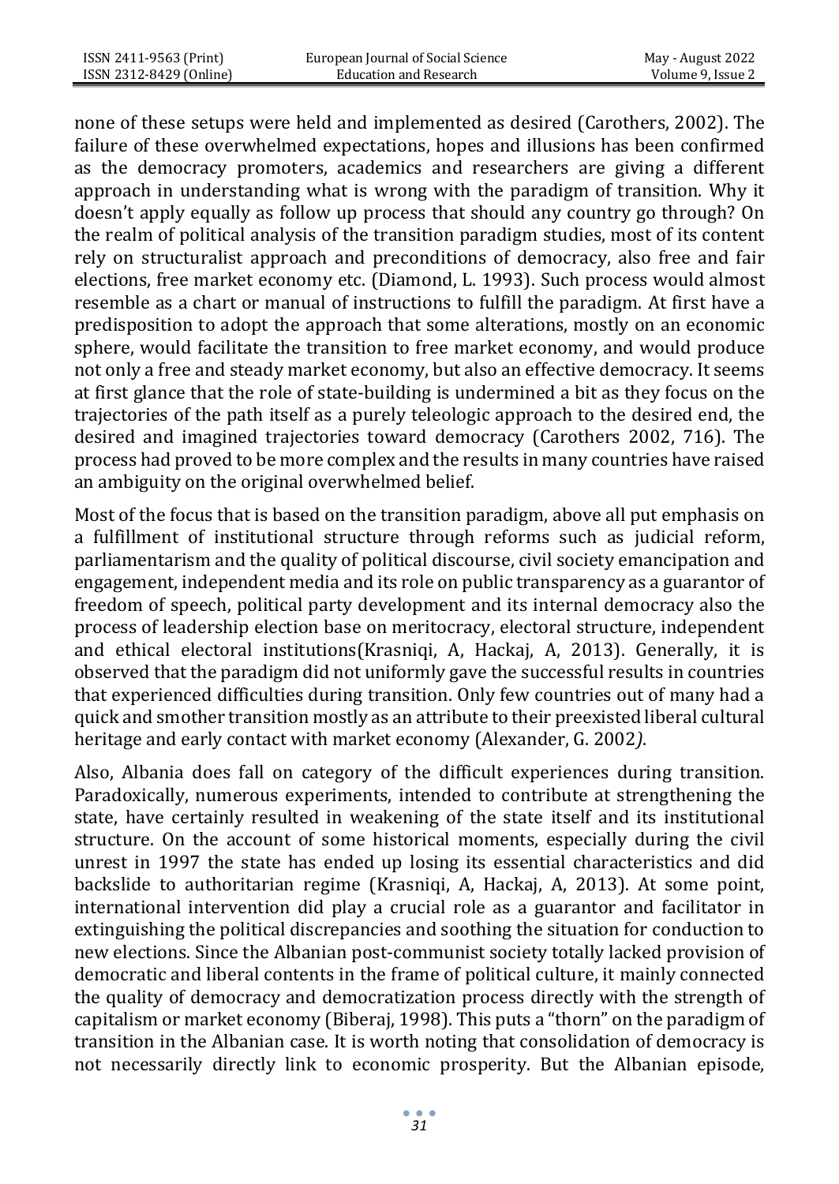none of these setups were held and implemented as desired (Carothers, 2002). The failure of these overwhelmed expectations, hopes and illusions has been confirmed as the democracy promoters, academics and researchers are giving a different approach in understanding what is wrong with the paradigm of transition. Why it doesn't apply equally as follow up process that should any country go through? On the realm of political analysis of the transition paradigm studies, most of its content rely on structuralist approach and preconditions of democracy, also free and fair elections, free market economy etc. (Diamond, L. 1993). Such process would almost resemble as a chart or manual of instructions to fulfill the paradigm. At first have a predisposition to adopt the approach that some alterations, mostly on an economic sphere, would facilitate the transition to free market economy, and would produce not only a free and steady market economy, but also an effective democracy. It seems at first glance that the role of state-building is undermined a bit as they focus on the trajectories of the path itself as a purely teleologic approach to the desired end, the desired and imagined trajectories toward democracy (Carothers 2002, 716). The process had proved to be more complex and the results in many countries have raised an ambiguity on the original overwhelmed belief.

Most of the focus that is based on the transition paradigm, above all put emphasis on a fulfillment of institutional structure through reforms such as judicial reform, parliamentarism and the quality of political discourse, civil society emancipation and engagement, independent media and its role on public transparency as a guarantor of freedom of speech, political party development and its internal democracy also the process of leadership election base on meritocracy, electoral structure, independent and ethical electoral institutions(Krasniqi, A, Hackaj, A, 2013). Generally, it is observed that the paradigm did not uniformly gave the successful results in countries that experienced difficulties during transition. Only few countries out of many had a quick and smother transition mostly as an attribute to their preexisted liberal cultural heritage and early contact with market economy (Alexander, G. 2002*)*.

Also, Albania does fall on category of the difficult experiences during transition. Paradoxically, numerous experiments, intended to contribute at strengthening the state, have certainly resulted in weakening of the state itself and its institutional structure. On the account of some historical moments, especially during the civil unrest in 1997 the state has ended up losing its essential characteristics and did backslide to authoritarian regime (Krasniqi, A, Hackaj, A, 2013). At some point, international intervention did play a crucial role as a guarantor and facilitator in extinguishing the political discrepancies and soothing the situation for conduction to new elections. Since the Albanian post-communist society totally lacked provision of democratic and liberal contents in the frame of political culture, it mainly connected the quality of democracy and democratization process directly with the strength of capitalism or market economy (Biberaj, 1998). This puts a "thorn" on the paradigm of transition in the Albanian case. It is worth noting that consolidation of democracy is not necessarily directly link to economic prosperity. But the Albanian episode,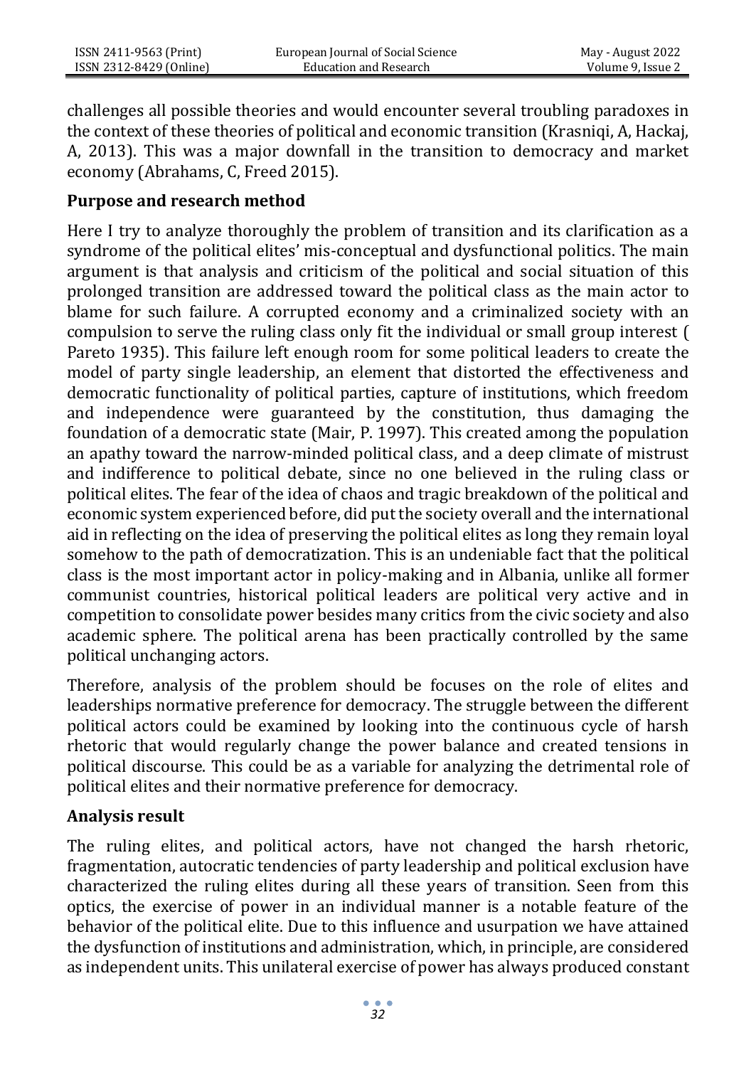challenges all possible theories and would encounter several troubling paradoxes in the context of these theories of political and economic transition (Krasniqi, A, Hackaj, A, 2013). This was a major downfall in the transition to democracy and market economy (Abrahams, C, Freed 2015).

## Purpose and research method

Here I try to analyze thoroughly the problem of transition and its clarification as a syndrome of the political elites' mis-conceptual and dysfunctional politics. The main argument is that analysis and criticism of the political and social situation of this prolonged transition are addressed toward the political class as the main actor to blame for such failure. A corrupted economy and a criminalized society with an compulsion to serve the ruling class only fit the individual or small group interest ( Pareto 1935). This failure left enough room for some political leaders to create the model of party single leadership, an element that distorted the effectiveness and democratic functionality of political parties, capture of institutions, which freedom and independence were guaranteed by the constitution, thus damaging the foundation of a democratic state (Mair, P. 1997). This created among the population an apathy toward the narrow-minded political class, and a deep climate of mistrust and indifference to political debate, since no one believed in the ruling class or political elites. The fear of the idea of chaos and tragic breakdown of the political and economic system experienced before, did put the society overall and the international aid in reflecting on the idea of preserving the political elites as long they remain loyal somehow to the path of democratization. This is an undeniable fact that the political class is the most important actor in policy-making and in Albania, unlike all former communist countries, historical political leaders are political very active and in competition to consolidate power besides many critics from the civic society and also academic sphere. The political arena has been practically controlled by the same political unchanging actors.

Therefore, analysis of the problem should be focuses on the role of elites and leaderships normative preference for democracy. The struggle between the different political actors could be examined by looking into the continuous cycle of harsh rhetoric that would regularly change the power balance and created tensions in political discourse. This could be as a variable for analyzing the detrimental role of political elites and their normative preference for democracy.

## Analysis result

The ruling elites, and political actors, have not changed the harsh rhetoric, fragmentation, autocratic tendencies of party leadership and political exclusion have characterized the ruling elites during all these years of transition. Seen from this optics, the exercise of power in an individual manner is a notable feature of the behavior of the political elite. Due to this influence and usurpation we have attained the dysfunction of institutions and administration, which, in principle, are considered as independent units. This unilateral exercise of power has always produced constant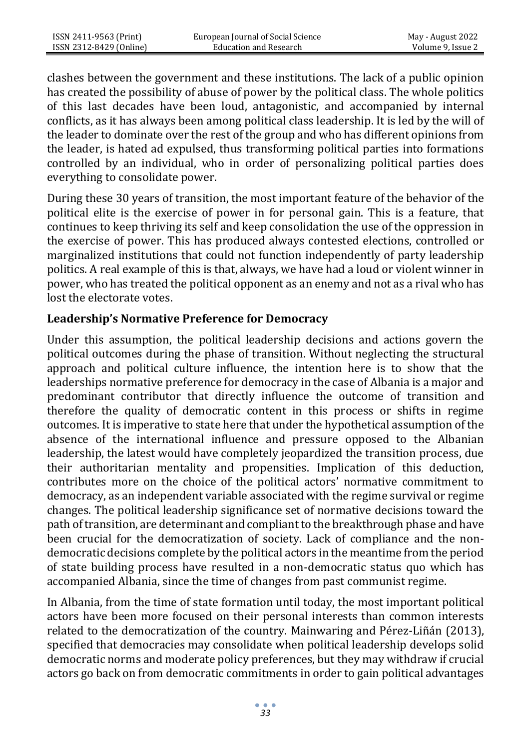clashes between the government and these institutions. The lack of a public opinion has created the possibility of abuse of power by the political class. The whole politics of this last decades have been loud, antagonistic, and accompanied by internal conflicts, as it has always been among political class leadership. It is led by the will of the leader to dominate over the rest of the group and who has different opinions from the leader, is hated ad expulsed, thus transforming political parties into formations controlled by an individual, who in order of personalizing political parties does everything to consolidate power.

During these 30 years of transition, the most important feature of the behavior of the political elite is the exercise of power in for personal gain. This is a feature, that continues to keep thriving its self and keep consolidation the use of the oppression in the exercise of power. This has produced always contested elections, controlled or marginalized institutions that could not function independently of party leadership politics. A real example of this is that, always, we have had a loud or violent winner in power, who has treated the political opponent as an enemy and not as a rival who has lost the electorate votes.

## Leadership's Normative Preference for Democracy

Under this assumption, the political leadership decisions and actions govern the political outcomes during the phase of transition. Without neglecting the structural approach and political culture influence, the intention here is to show that the leaderships normative preference for democracy in the case of Albania is a major and predominant contributor that directly influence the outcome of transition and therefore the quality of democratic content in this process or shifts in regime outcomes. It is imperative to state here that under the hypothetical assumption of the absence of the international influence and pressure opposed to the Albanian leadership, the latest would have completely jeopardized the transition process, due their authoritarian mentality and propensities. Implication of this deduction, contributes more on the choice of the political actors' normative commitment to democracy, as an independent variable associated with the regime survival or regime changes. The political leadership significance set of normative decisions toward the path of transition, are determinant and compliant to the breakthrough phase and have been crucial for the democratization of society. Lack of compliance and the non-democratic decisions complete by the political actors in the meantime from the period of state building process have resulted in a non-democratic status quo which has accompanied Albania, since the time of changes from past communist regime.

In Albania, from the time of state formation until today, the most important political actors have been more focused on their personal interests than common interests related to the democratization of the country. Mainwaring and Pérez-Liñán (2013), specified that democracies may consolidate when political leadership develops solid democratic norms and moderate policy preferences, but they may withdraw if crucial actors go back on from democratic commitments in order to gain political advantages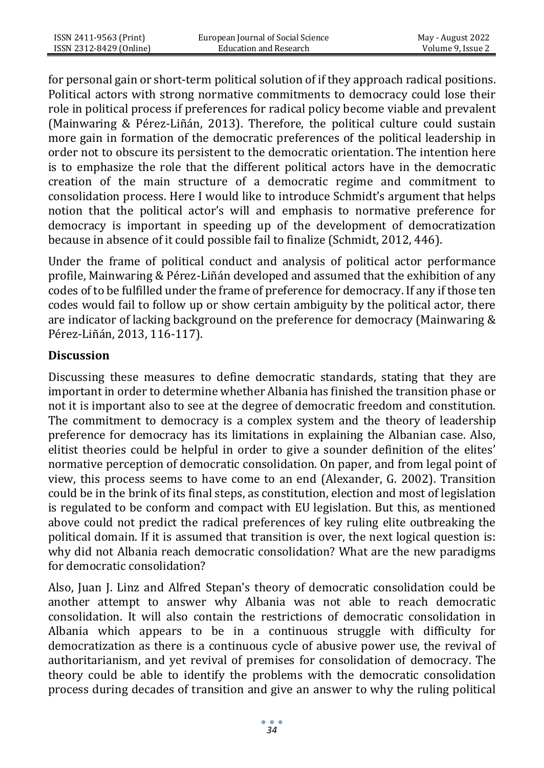for personal gain or short-term political solution of if they approach radical positions. Political actors with strong normative commitments to democracy could lose their role in political process if preferences for radical policy become viable and prevalent (Mainwaring & Pérez-Liñán, 2013). Therefore, the political culture could sustain more gain in formation of the democratic preferences of the political leadership in order not to obscure its persistent to the democratic orientation. The intention here is to emphasize the role that the different political actors have in the democratic creation of the main structure of a democratic regime and commitment to consolidation process. Here I would like to introduce Schmidt's argument that helps notion that the political actor's will and emphasis to normative preference for democracy is important in speeding up of the development of democratization because in absence of it could possible fail to finalize (Schmidt, 2012, 446).

Under the frame of political conduct and analysis of political actor performance profile, Mainwaring & Pérez-Liñán developed and assumed that the exhibition of any codes of to be fulfilled under the frame of preference for democracy. If any if those ten codes would fail to follow up or show certain ambiguity by the political actor, there are indicator of lacking background on the preference for democracy (Mainwaring & Pérez-Liñán, 2013, 116-117).

## Discussion

Discussing these measures to define democratic standards, stating that they are important in order to determine whether Albania has finished the transition phase or not it is important also to see at the degree of democratic freedom and constitution. The commitment to democracy is a complex system and the theory of leadership preference for democracy has its limitations in explaining the Albanian case. Also, elitist theories could be helpful in order to give a sounder definition of the elites' normative perception of democratic consolidation. On paper, and from legal point of view, this process seems to have come to an end (Alexander, G. 2002). Transition could be in the brink of its final steps, as constitution, election and most of legislation is regulated to be conform and compact with EU legislation. But this, as mentioned above could not predict the radical preferences of key ruling elite outbreaking the political domain. If it is assumed that transition is over, the next logical question is: why did not Albania reach democratic consolidation? What are the new paradigms for democratic consolidation?

Also, Juan J. Linz and Alfred Stepan's theory of democratic consolidation could be another attempt to answer why Albania was not able to reach democratic consolidation. It will also contain the restrictions of democratic consolidation in Albania which appears to be in a continuous struggle with difficulty for democratization as there is a continuous cycle of abusive power use, the revival of authoritarianism, and yet revival of premises for consolidation of democracy. The theory could be able to identify the problems with the democratic consolidation process during decades of transition and give an answer to why the ruling political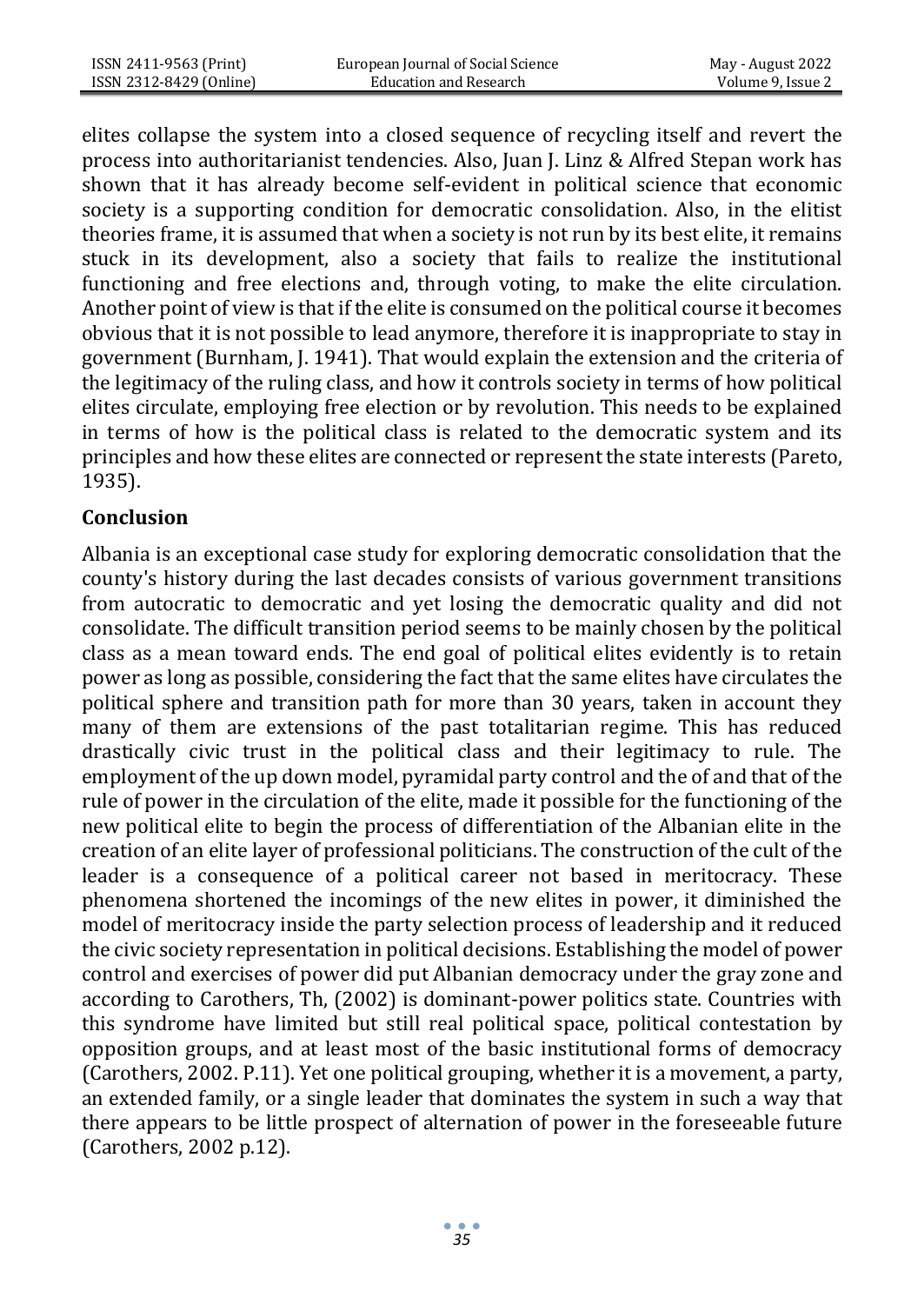elites collapse the system into a closed sequence of recycling itself and revert the process into authoritarianist tendencies. Also, Juan J. Linz & Alfred Stepan work has shown that it has already become self-evident in political science that economic society is a supporting condition for democratic consolidation. Also, in the elitist theories frame, it is assumed that when a society is not run by its best elite, it remains stuck in its development, also a society that fails to realize the institutional functioning and free elections and, through voting, to make the elite circulation. Another point of view is that if the elite is consumed on the political course it becomes obvious that it is not possible to lead anymore, therefore it is inappropriate to stay in government (Burnham, J. 1941). That would explain the extension and the criteria of the legitimacy of the ruling class, and how it controls society in terms of how political elites circulate, employing free election or by revolution. This needs to be explained in terms of how is the political class is related to the democratic system and its principles and how these elites are connected or represent the state interests (Pareto, 1935).

## Conclusion

Albania is an exceptional case study for exploring democratic consolidation that the county's history during the last decades consists of various government transitions from autocratic to democratic and yet losing the democratic quality and did not consolidate. The difficult transition period seems to be mainly chosen by the political class as a mean toward ends. The end goal of political elites evidently is to retain power as long as possible, considering the fact that the same elites have circulates the political sphere and transition path for more than 30 years, taken in account they many of them are extensions of the past totalitarian regime. This has reduced drastically civic trust in the political class and their legitimacy to rule. The employment of the up down model, pyramidal party control and the of and that of the rule of power in the circulation of the elite, made it possible for the functioning of the new political elite to begin the process of differentiation of the Albanian elite in the creation of an elite layer of professional politicians. The construction of the cult of the leader is a consequence of a political career not based in meritocracy. These phenomena shortened the incomings of the new elites in power, it diminished the model of meritocracy inside the party selection process of leadership and it reduced the civic society representation in political decisions. Establishing the model of power control and exercises of power did put Albanian democracy under the gray zone and according to Carothers, Th, (2002) is dominant-power politics state. Countries with this syndrome have limited but still real political space, political contestation by opposition groups, and at least most of the basic institutional forms of democracy (Carothers, 2002. P.11). Yet one political grouping, whether it is a movement, a party, an extended family, or a single leader that dominates the system in such a way that there appears to be little prospect of alternation of power in the foreseeable future (Carothers, 2002 p.12).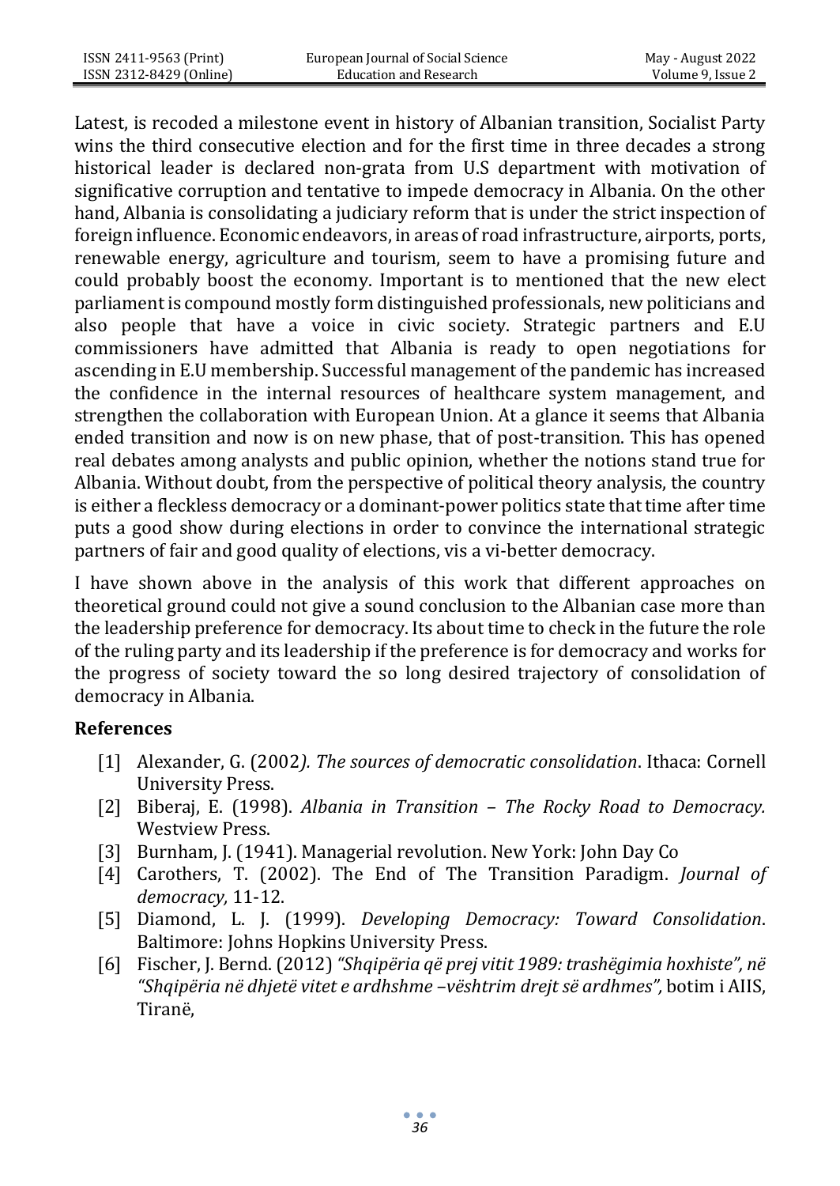Latest, is recoded a milestone event in history of Albanian transition, Socialist Party wins the third consecutive election and for the first time in three decades a strong historical leader is declared non-grata from U.S department with motivation of significative corruption and tentative to impede democracy in Albania. On the other hand, Albania is consolidating a judiciary reform that is under the strict inspection of foreign influence. Economic endeavors, in areas of road infrastructure, airports, ports, renewable energy, agriculture and tourism, seem to have a promising future and could probably boost the economy. Important is to mentioned that the new elect parliament is compound mostly form distinguished professionals, new politicians and also people that have a voice in civic society. Strategic partners and E.U commissioners have admitted that Albania is ready to open negotiations for ascending in E.U membership. Successful management of the pandemic has increased the confidence in the internal resources of healthcare system management, and strengthen the collaboration with European Union. At a glance it seems that Albania ended transition and now is on new phase, that of post-transition. This has opened real debates among analysts and public opinion, whether the notions stand true for Albania. Without doubt, from the perspective of political theory analysis, the country is either a fleckless democracy or a dominant-power politics state that time after time puts a good show during elections in order to convince the international strategic partners of fair and good quality of elections, vis a vi-better democracy.

I have shown above in the analysis of this work that different approaches on theoretical ground could not give a sound conclusion to the Albanian case more than the leadership preference for democracy. Its about time to check in the future the role of the ruling party and its leadership if the preference is for democracy and works for the progress of society toward the so long desired trajectory of consolidation of democracy in Albania.

## References

[1] Alexander, G. (2002*). The sources of democratic consolidation*. Ithaca: Cornell University Press.

[2] Biberaj, E. (1998). *Albania in Transition – The Rocky Road to Democracy.* Westview Press.

[3] Burnham, J. (1941). Managerial revolution. New York: John Day Co

[4] Carothers, T. (2002). The End of The Transition Paradigm. *Journal of democracy,* 11-12.

[5] Diamond, L. J. (1999). *Developing Democracy: Toward Consolidation*. Baltimore: Johns Hopkins University Press.

[6] Fischer, J. Bernd. (2012) *"Shqipëria që prej vitit 1989: trashëgimia hoxhiste", në "Shqipëria në dhjetë vitet e ardhshme –vështrim drejt së ardhmes",* botim i AIIS, Tiranë,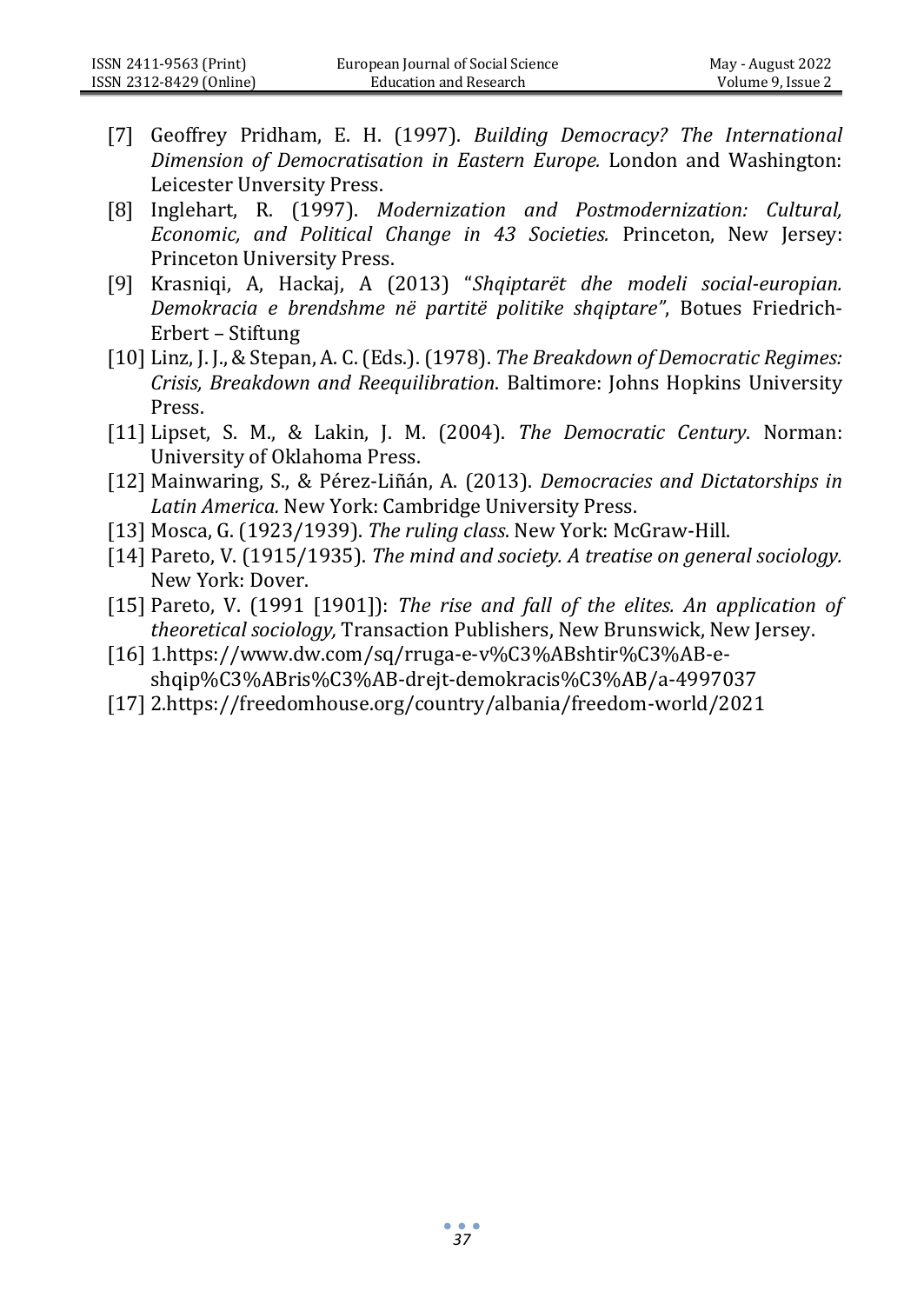[7] Geoffrey Pridham, E. H. (1997). *Building Democracy? The International Dimension of Democratisation in Eastern Europe.* London and Washington: Leicester Unversity Press.

[8] Inglehart, R. (1997). *Modernization and Postmodernization: Cultural, Economic, and Political Change in 43 Societies.* Princeton, New Jersey: Princeton University Press.

[9] Krasniqi, A, Hackaj, A (2013) "*Shqiptarët dhe modeli social-europian. Demokracia e brendshme në partitë politike shqiptare"*, Botues Friedrich-Erbert – Stiftung

[10] Linz, J. J., & Stepan, A. C. (Eds.). (1978). *The Breakdown of Democratic Regimes: Crisis, Breakdown and Reequilibration*. Baltimore: Johns Hopkins University Press.

[11] Lipset, S. M., & Lakin, J. M. (2004). *The Democratic Century*. Norman: University of Oklahoma Press.

[12] Mainwaring, S., & Pérez-Liñán, A. (2013). *Democracies and Dictatorships in Latin America.* New York: Cambridge University Press.

[13] Mosca, G. (1923/1939). *The ruling class*. New York: McGraw-Hill.

[14] Pareto, V. (1915/1935). *The mind and society. A treatise on general sociology.* New York: Dover.

[15] Pareto, V. (1991 [1901]): *The rise and fall of the elites. An application of theoretical sociology,* Transaction Publishers, New Brunswick, New Jersey.

[16] 1.https://www.dw.com/sq/rruga-e-v%C3%ABshtir%C3%AB-e-shqip%C3%ABris%C3%AB-drejt-demokracis%C3%AB/a-4997037

[17] 2.https://freedomhouse.org/country/albania/freedom-world/2021